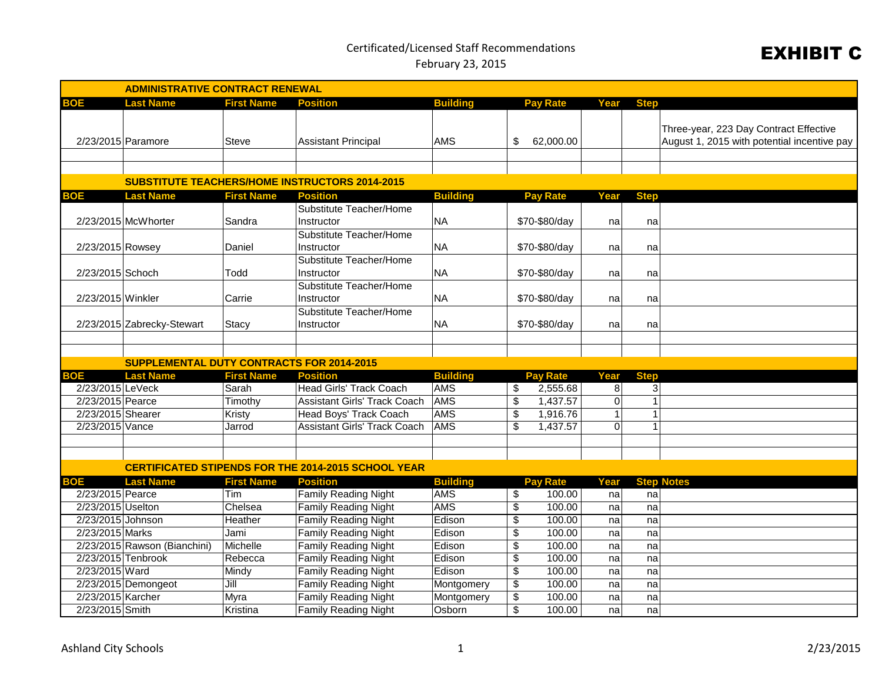# EXHIBIT C

Certificated/Licensed Staff Recommendations
February 23, 2015

## ADMINISTRATIVE CONTRACT RENEWAL

| BOE | Last Name | First Name | Position | Building | Pay Rate | Year | Step | |
|---|---|---|---|---|---|---|---|---|
| 2/23/2015 | Paramore | Steve | Assistant Principal | AMS | $ 62,000.00 | | | Three-year, 223 Day Contract Effective August 1, 2015 with potential incentive pay |

## SUBSTITUTE TEACHERS/HOME INSTRUCTORS 2014-2015

| BOE | Last Name | First Name | Position | Building | Pay Rate | Year | Step |
|---|---|---|---|---|---|---|---|
| 2/23/2015 | McWhorter | Sandra | Substitute Teacher/Home Instructor | NA | $70-$80/day | na | na |
| 2/23/2015 | Rowsey | Daniel | Substitute Teacher/Home Instructor | NA | $70-$80/day | na | na |
| 2/23/2015 | Schoch | Todd | Substitute Teacher/Home Instructor | NA | $70-$80/day | na | na |
| 2/23/2015 | Winkler | Carrie | Substitute Teacher/Home Instructor | NA | $70-$80/day | na | na |
| 2/23/2015 | Zabrecky-Stewart | Stacy | Substitute Teacher/Home Instructor | NA | $70-$80/day | na | na |

## SUPPLEMENTAL DUTY CONTRACTS FOR 2014-2015

| BOE | Last Name | First Name | Position | Building | Pay Rate | Year | Step |
|---|---|---|---|---|---|---|---|
| 2/23/2015 | LeVeck | Sarah | Head Girls' Track Coach | AMS | $ 2,555.68 | 8 | 3 |
| 2/23/2015 | Pearce | Timothy | Assistant Girls' Track Coach | AMS | $ 1,437.57 | 0 | 1 |
| 2/23/2015 | Shearer | Kristy | Head Boys' Track Coach | AMS | $ 1,916.76 | 1 | 1 |
| 2/23/2015 | Vance | Jarrod | Assistant Girls' Track Coach | AMS | $ 1,437.57 | 0 | 1 |

## CERTIFICATED STIPENDS FOR THE 2014-2015 SCHOOL YEAR

| BOE | Last Name | First Name | Position | Building | Pay Rate | Year | Step | Notes |
|---|---|---|---|---|---|---|---|---|
| 2/23/2015 | Pearce | Tim | Family Reading Night | AMS | $ 100.00 | na | na | |
| 2/23/2015 | Uselton | Chelsea | Family Reading Night | AMS | $ 100.00 | na | na | |
| 2/23/2015 | Johnson | Heather | Family Reading Night | Edison | $ 100.00 | na | na | |
| 2/23/2015 | Marks | Jami | Family Reading Night | Edison | $ 100.00 | na | na | |
| 2/23/2015 | Rawson (Bianchini) | Michelle | Family Reading Night | Edison | $ 100.00 | na | na | |
| 2/23/2015 | Tenbrook | Rebecca | Family Reading Night | Edison | $ 100.00 | na | na | |
| 2/23/2015 | Ward | Mindy | Family Reading Night | Edison | $ 100.00 | na | na | |
| 2/23/2015 | Demongeot | Jill | Family Reading Night | Montgomery | $ 100.00 | na | na | |
| 2/23/2015 | Karcher | Myra | Family Reading Night | Montgomery | $ 100.00 | na | na | |
| 2/23/2015 | Smith | Kristina | Family Reading Night | Osborn | $ 100.00 | na | na | |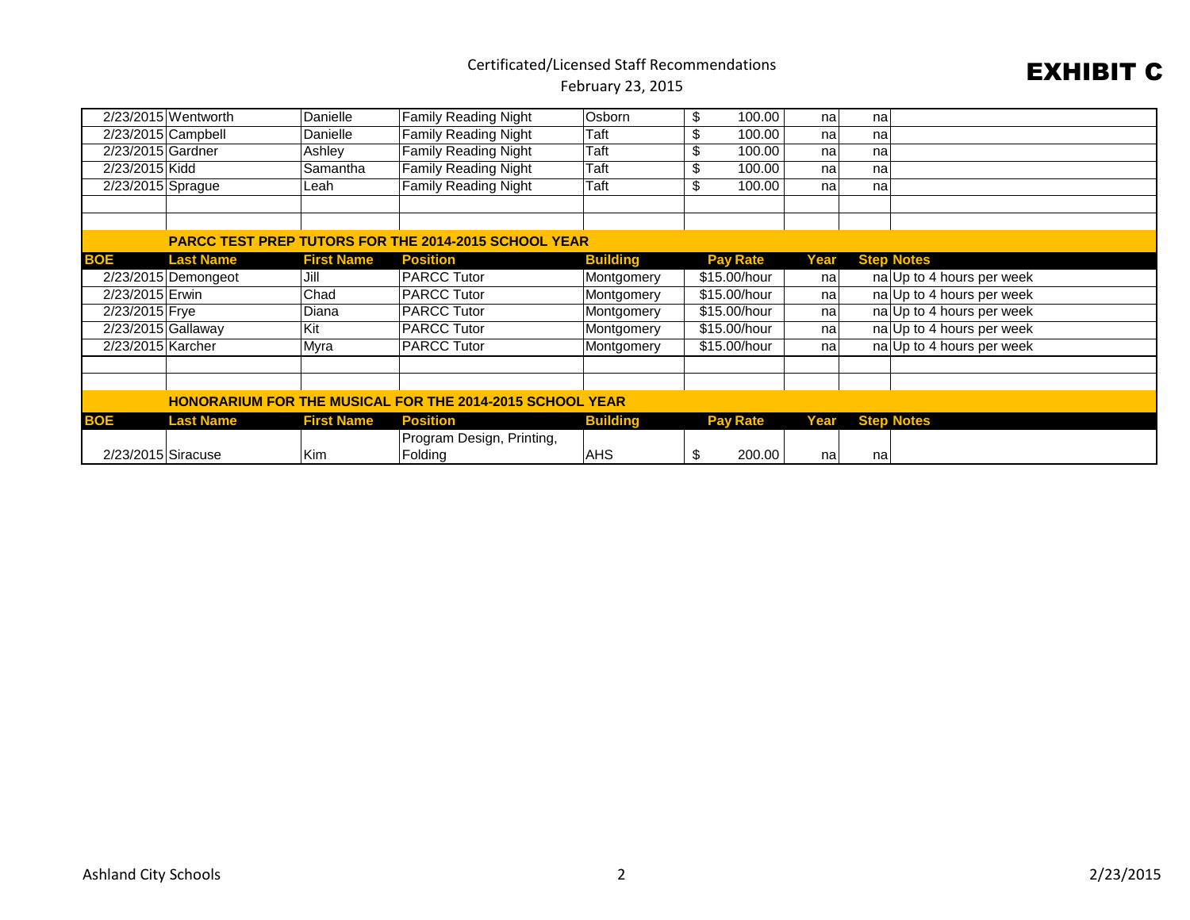Certificated/Licensed Staff Recommendations

February 23, 2015

# EXHIBIT C

| | | | | | | | | |
|---|---|---|---|---|---|---|---|---|
| 2/23/2015 | Wentworth | Danielle | Family Reading Night | Osborn | $ 100.00 | na | na | |
| 2/23/2015 | Campbell | Danielle | Family Reading Night | Taft | $ 100.00 | na | na | |
| 2/23/2015 | Gardner | Ashley | Family Reading Night | Taft | $ 100.00 | na | na | |
| 2/23/2015 | Kidd | Samantha | Family Reading Night | Taft | $ 100.00 | na | na | |
| 2/23/2015 | Sprague | Leah | Family Reading Night | Taft | $ 100.00 | na | na | |

**PARCC TEST PREP TUTORS FOR THE 2014-2015 SCHOOL YEAR**

| BOE | Last Name | First Name | Position | Building | Pay Rate | Year | Step | Notes |
|---|---|---|---|---|---|---|---|---|
| 2/23/2015 | Demongeot | Jill | PARCC Tutor | Montgomery | $15.00/hour | na | na | Up to 4 hours per week |
| 2/23/2015 | Erwin | Chad | PARCC Tutor | Montgomery | $15.00/hour | na | na | Up to 4 hours per week |
| 2/23/2015 | Frye | Diana | PARCC Tutor | Montgomery | $15.00/hour | na | na | Up to 4 hours per week |
| 2/23/2015 | Gallaway | Kit | PARCC Tutor | Montgomery | $15.00/hour | na | na | Up to 4 hours per week |
| 2/23/2015 | Karcher | Myra | PARCC Tutor | Montgomery | $15.00/hour | na | na | Up to 4 hours per week |

**HONORARIUM FOR THE MUSICAL FOR THE 2014-2015 SCHOOL YEAR**

| BOE | Last Name | First Name | Position | Building | Pay Rate | Year | Step | Notes |
|---|---|---|---|---|---|---|---|---|
| 2/23/2015 | Siracuse | Kim | Program Design, Printing, Folding | AHS | $ 200.00 | na | na | |